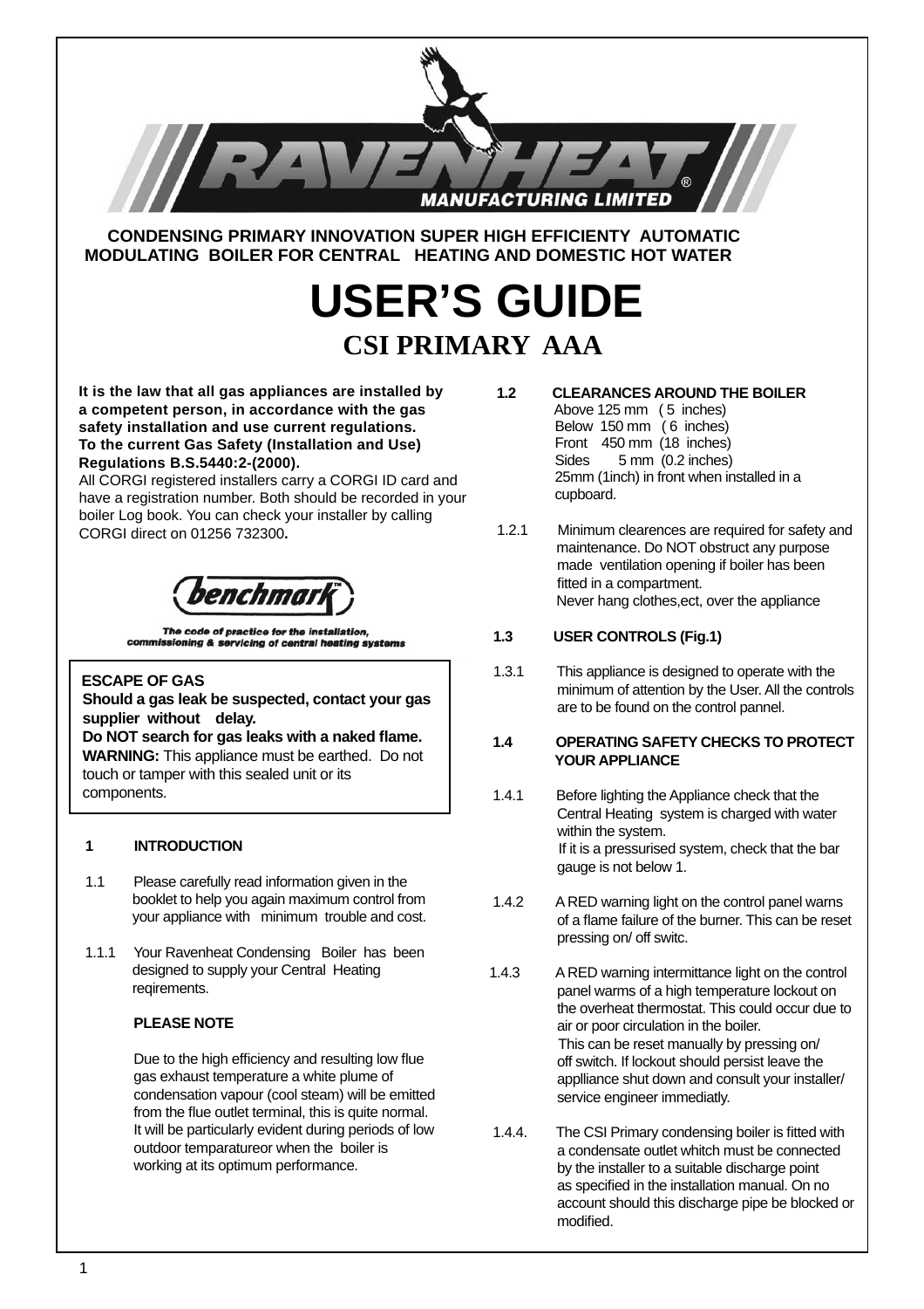# RAVENHEAT MANUFACTURING LIMITED

**CONDENSING PRIMARY INNOVATION SUPER HIGH EFFICIENTY AUTOMATIC MODULATING BOILER FOR CENTRAL HEATING AND DOMESTIC HOT WATER**

# USER'S GUIDE

## CSI PRIMARY AAA

**It is the law that all gas appliances are installed by a competent person, in accordance with the gas safety installation and use current regulations. To the current Gas Safety (Installation and Use) Regulations B.S.5440:2-(2000).**

All CORGI registered installers carry a CORGI ID card and have a registration number. Both should be recorded in your boiler Log book. You can check your installer by calling CORGI direct on 01256 732300**.**

benchmark™

*The code of practice for the installation, commissioning & servicing of central heating systems*

> **ESCAPE OF GAS**
> **Should a gas leak be suspected, contact your gas supplier without delay.**
> **Do NOT search for gas leaks with a naked flame.**
> **WARNING:** This appliance must be earthed. Do not touch or tamper with this sealed unit or its components.

### 1 INTRODUCTION

1.1 Please carefully read information given in the booklet to help you again maximum control from your appliance with minimum trouble and cost.

1.1.1 Your Ravenheat Condensing Boiler has been designed to supply your Central Heating reqirements.

**PLEASE NOTE**

Due to the high efficiency and resulting low flue gas exhaust temperature a white plume of condensation vapour (cool steam) will be emitted from the flue outlet terminal, this is quite normal. It will be particularly evident during periods of low outdoor temparatureor when the boiler is working at its optimum performance.

### 1.2 CLEARANCES AROUND THE BOILER

Above 125 mm ( 5 inches)
Below 150 mm ( 6 inches)
Front 450 mm (18 inches)
Sides 5 mm (0.2 inches)
25mm (1inch) in front when installed in a cupboard.

1.2.1 Minimum clearences are required for safety and maintenance. Do NOT obstruct any purpose made ventilation opening if boiler has been fitted in a compartment.
Never hang clothes,ect, over the appliance

### 1.3 USER CONTROLS (Fig.1)

1.3.1 This appliance is designed to operate with the minimum of attention by the User. All the controls are to be found on the control pannel.

### 1.4 OPERATING SAFETY CHECKS TO PROTECT YOUR APPLIANCE

1.4.1 Before lighting the Appliance check that the Central Heating system is charged with water within the system.
If it is a pressurised system, check that the bar gauge is not below 1.

1.4.2 A RED warning light on the control panel warns of a flame failure of the burner. This can be reset pressing on/ off switc.

1.4.3 A RED warning intermittance light on the control panel warms of a high temperature lockout on the overheat thermostat. This could occur due to air or poor circulation in the boiler.
This can be reset manually by pressing on/ off switch. If lockout should persist leave the applliance shut down and consult your installer/ service engineer immediatly.

1.4.4. The CSI Primary condensing boiler is fitted with a condensate outlet whitch must be connected by the installer to a suitable discharge point as specified in the installation manual. On no account should this discharge pipe be blocked or modified.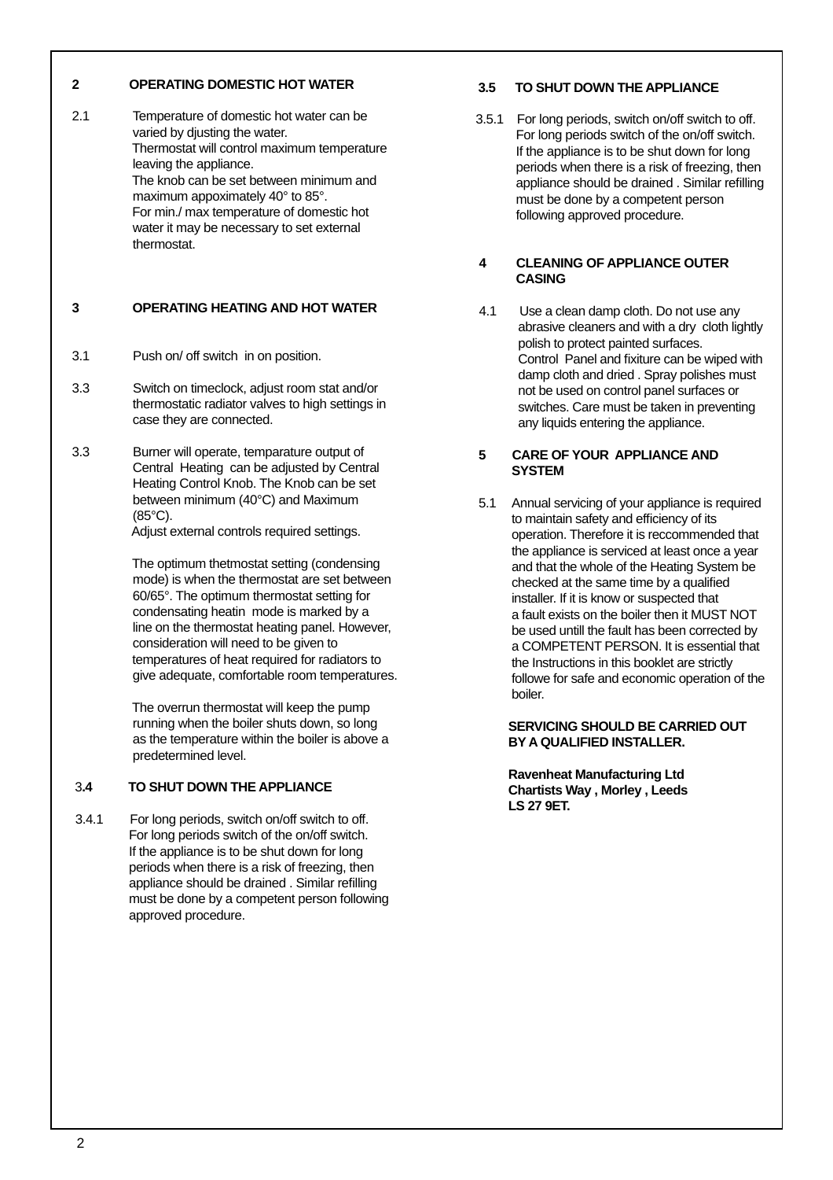## 2 OPERATING DOMESTIC HOT WATER

2.1 Temperature of domestic hot water can be varied by djusting the water.
Thermostat will control maximum temperature leaving the appliance.
The knob can be set between minimum and maximum appoximately 40° to 85°.
For min./ max temperature of domestic hot water it may be necessary to set external thermostat.

## 3 OPERATING HEATING AND HOT WATER

3.1 Push on/ off switch in on position.

3.3 Switch on timeclock, adjust room stat and/or thermostatic radiator valves to high settings in case they are connected.

3.3 Burner will operate, temparature output of Central Heating can be adjusted by Central Heating Control Knob. The Knob can be set between minimum (40°C) and Maximum (85°C).
Adjust external controls required settings.

The optimum thetmostat setting (condensing mode) is when the thermostat are set between 60/65°. The optimum thermostat setting for condensating heatin mode is marked by a line on the thermostat heating panel. However, consideration will need to be given to temperatures of heat required for radiators to give adequate, comfortable room temperatures.

The overrun thermostat will keep the pump running when the boiler shuts down, so long as the temperature within the boiler is above a predetermined level.

### 3.4 TO SHUT DOWN THE APPLIANCE

3.4.1 For long periods, switch on/off switch to off.
For long periods switch of the on/off switch.
If the appliance is to be shut down for long periods when there is a risk of freezing, then appliance should be drained . Similar refilling must be done by a competent person following approved procedure.

### 3.5 TO SHUT DOWN THE APPLIANCE

3.5.1 For long periods, switch on/off switch to off.
For long periods switch of the on/off switch.
If the appliance is to be shut down for long periods when there is a risk of freezing, then appliance should be drained . Similar refilling must be done by a competent person following approved procedure.

## 4 CLEANING OF APPLIANCE OUTER CASING

4.1 Use a clean damp cloth. Do not use any abrasive cleaners and with a dry cloth lightly polish to protect painted surfaces.
Control Panel and fixiture can be wiped with damp cloth and dried . Spray polishes must not be used on control panel surfaces or switches. Care must be taken in preventing any liquids entering the appliance.

## 5 CARE OF YOUR APPLIANCE AND SYSTEM

5.1 Annual servicing of your appliance is required to maintain safety and efficiency of its operation. Therefore it is reccommended that the appliance is serviced at least once a year and that the whole of the Heating System be checked at the same time by a qualified installer. If it is know or suspected that a fault exists on the boiler then it MUST NOT be used untill the fault has been corrected by a COMPETENT PERSON. It is essential that the Instructions in this booklet are strictly followe for safe and economic operation of the boiler.

**SERVICING SHOULD BE CARRIED OUT BY A QUALIFIED INSTALLER.**

**Ravenheat Manufacturing Ltd**
**Chartists Way , Morley , Leeds**
**LS 27 9ET.**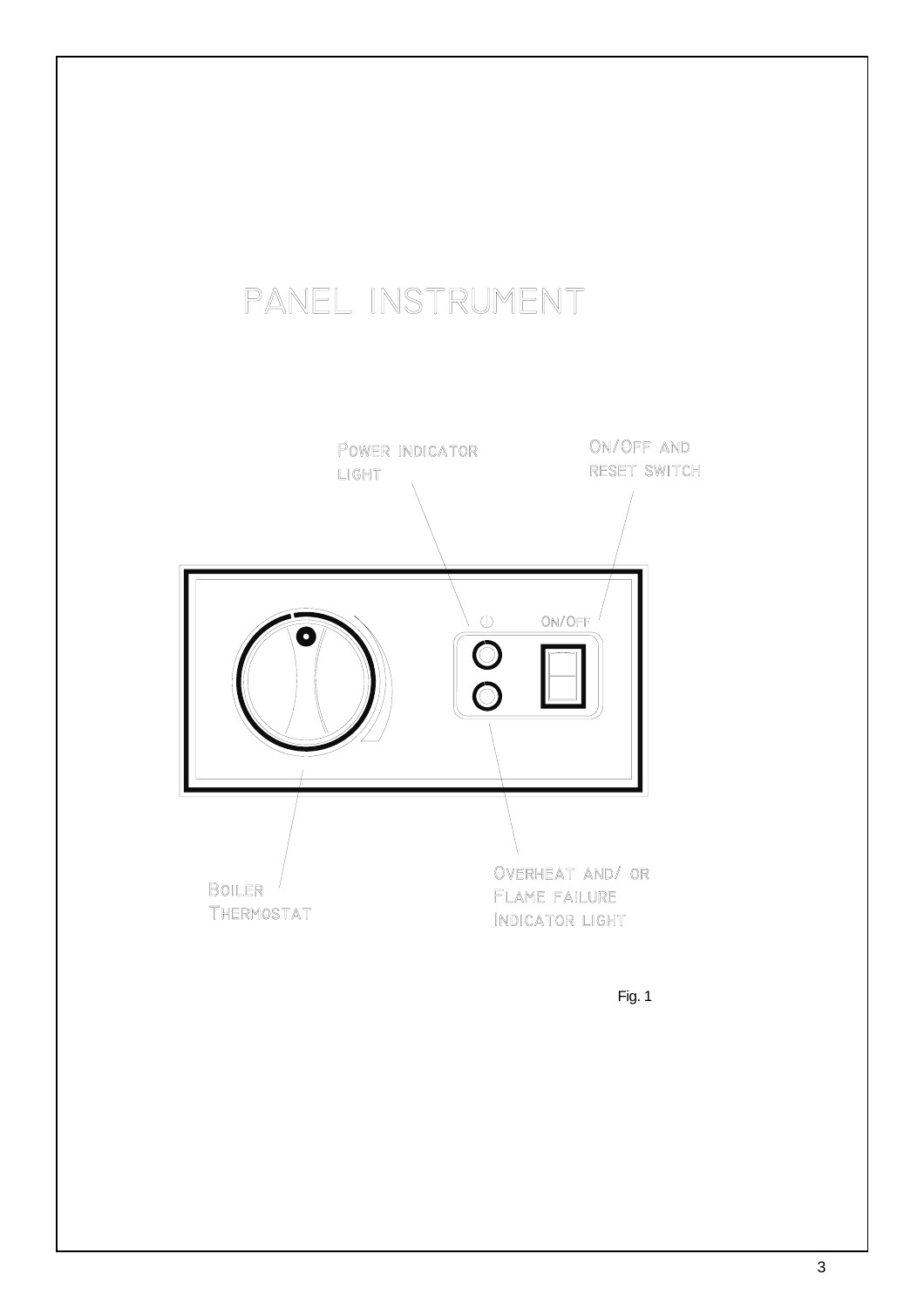# PANEL INSTRUMENT

POWER INDICATOR LIGHT

ON/OFF AND RESET SWITCH

ON/OFF

BOILER THERMOSTAT

OVERHEAT AND/ OR FLAME FAILURE INDICATOR LIGHT

Fig. 1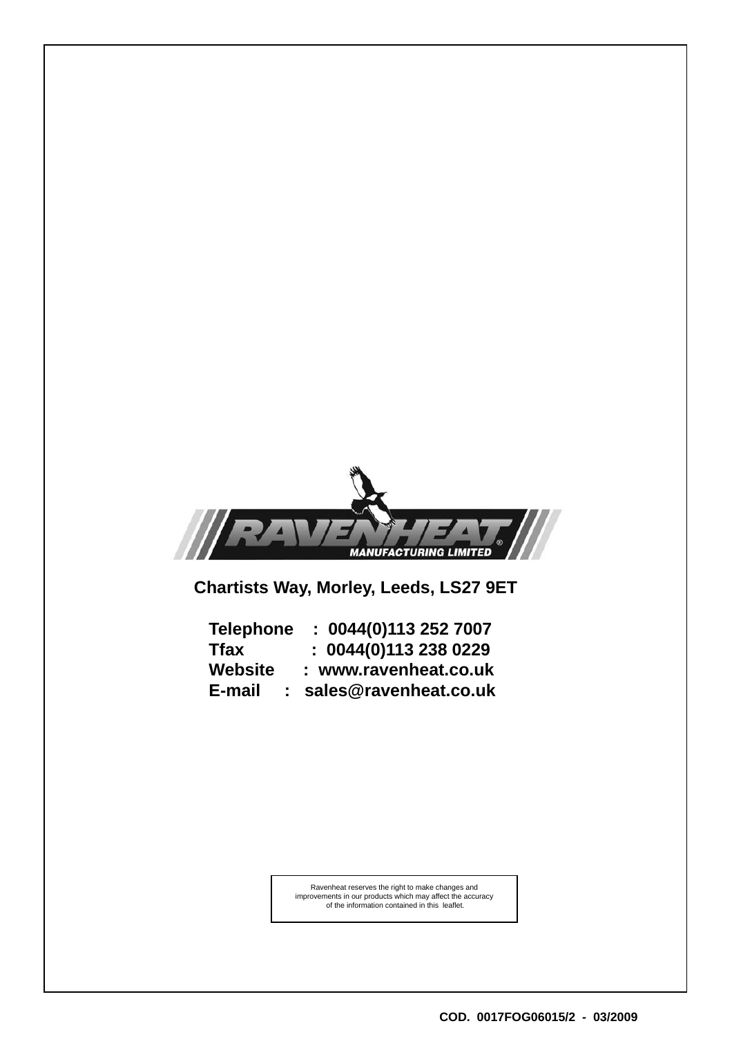RAVENHEAT MANUFACTURING LIMITED

**Chartists Way, Morley, Leeds, LS27 9ET**

**Telephone : 0044(0)113 252 7007**
**Tfax : 0044(0)113 238 0229**
**Website : www.ravenheat.co.uk**
**E-mail : sales@ravenheat.co.uk**

Ravenheat reserves the right to make changes and improvements in our products which may affect the accuracy of the information contained in this leaflet.

**COD. 0017FOG06015/2 - 03/2009**